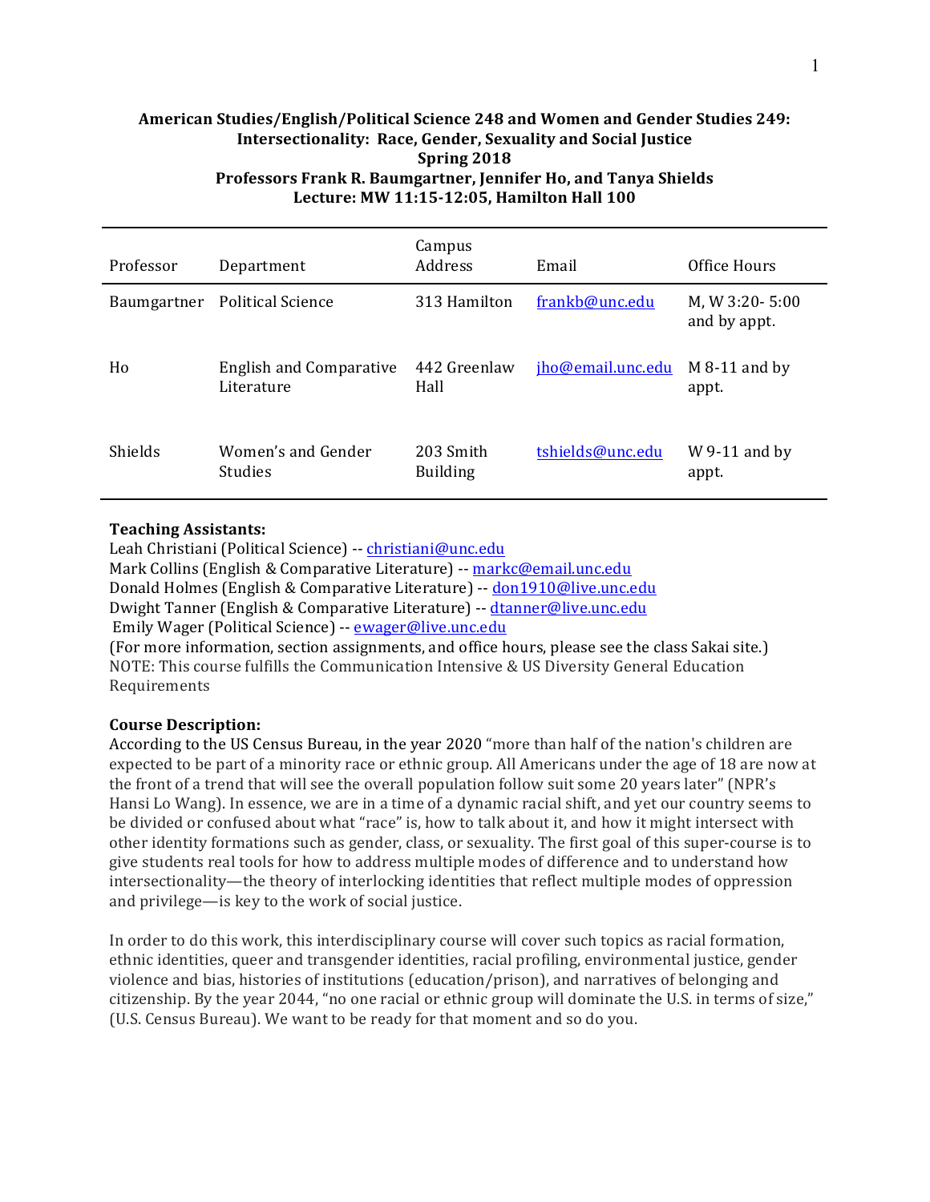**American Studies/English/Political Science 248 and Women and Gender Studies 249: Intersectionality: Race, Gender, Sexuality and Social Justice**
**Spring 2018**
**Professors Frank R. Baumgartner, Jennifer Ho, and Tanya Shields**
**Lecture: MW 11:15-12:05, Hamilton Hall 100**

| Professor | Department | Campus Address | Email | Office Hours |
|---|---|---|---|---|
| Baumgartner | Political Science | 313 Hamilton | frankb@unc.edu | M, W 3:20- 5:00 and by appt. |
| Ho | English and Comparative Literature | 442 Greenlaw Hall | jho@email.unc.edu | M 8-11 and by appt. |
| Shields | Women's and Gender Studies | 203 Smith Building | tshields@unc.edu | W 9-11 and by appt. |

**Teaching Assistants:**
Leah Christiani (Political Science) -- christiani@unc.edu
Mark Collins (English & Comparative Literature) -- markc@email.unc.edu
Donald Holmes (English & Comparative Literature) -- don1910@live.unc.edu
Dwight Tanner (English & Comparative Literature) -- dtanner@live.unc.edu
Emily Wager (Political Science) -- ewager@live.unc.edu
(For more information, section assignments, and office hours, please see the class Sakai site.)
NOTE: This course fulfills the Communication Intensive & US Diversity General Education Requirements

**Course Description:**
According to the US Census Bureau, in the year 2020 "more than half of the nation's children are expected to be part of a minority race or ethnic group. All Americans under the age of 18 are now at the front of a trend that will see the overall population follow suit some 20 years later" (NPR's Hansi Lo Wang). In essence, we are in a time of a dynamic racial shift, and yet our country seems to be divided or confused about what "race" is, how to talk about it, and how it might intersect with other identity formations such as gender, class, or sexuality. The first goal of this super-course is to give students real tools for how to address multiple modes of difference and to understand how intersectionality—the theory of interlocking identities that reflect multiple modes of oppression and privilege—is key to the work of social justice.

In order to do this work, this interdisciplinary course will cover such topics as racial formation, ethnic identities, queer and transgender identities, racial profiling, environmental justice, gender violence and bias, histories of institutions (education/prison), and narratives of belonging and citizenship. By the year 2044, "no one racial or ethnic group will dominate the U.S. in terms of size," (U.S. Census Bureau). We want to be ready for that moment and so do you.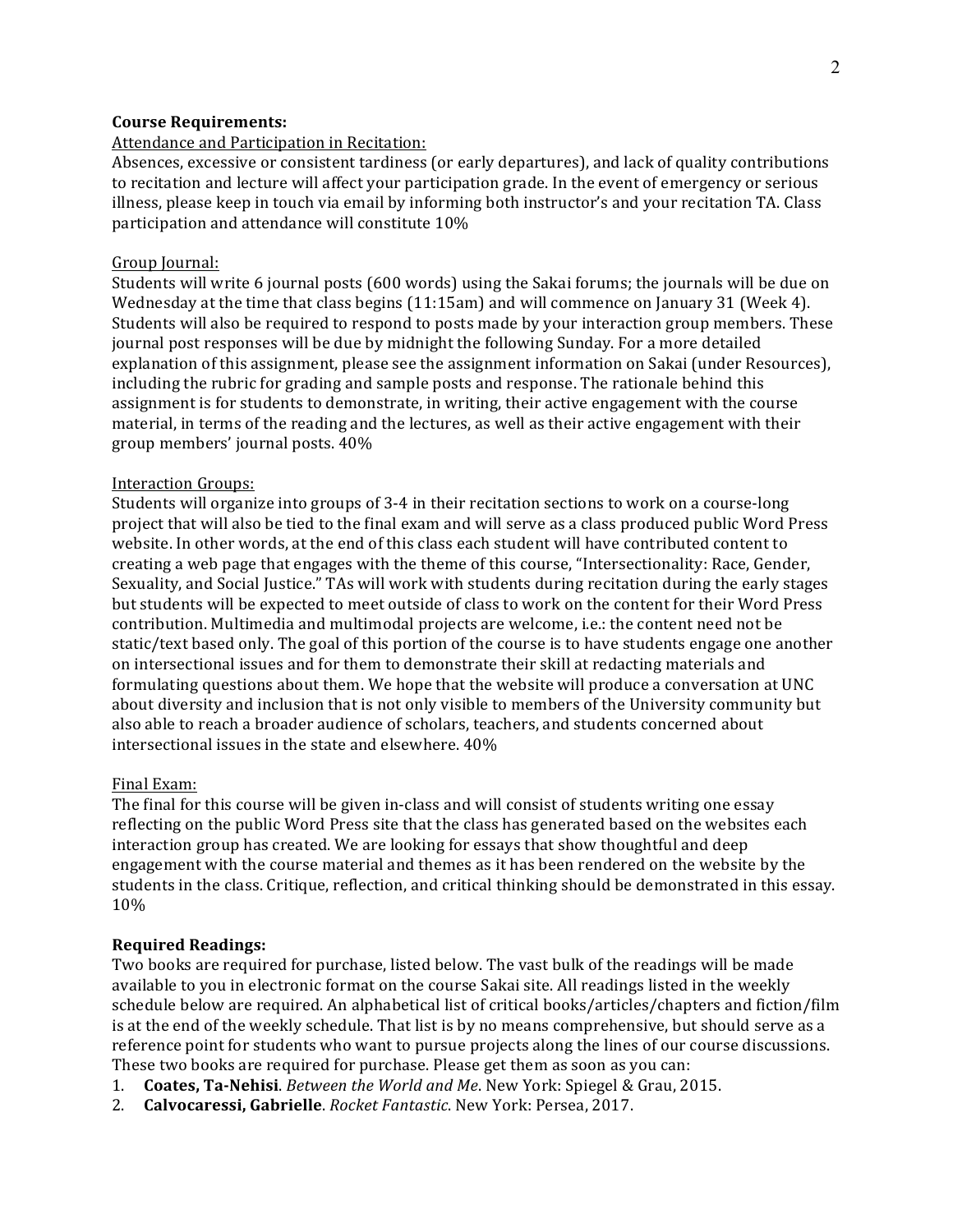**Course Requirements:**

Attendance and Participation in Recitation:

Absences, excessive or consistent tardiness (or early departures), and lack of quality contributions to recitation and lecture will affect your participation grade. In the event of emergency or serious illness, please keep in touch via email by informing both instructor's and your recitation TA. Class participation and attendance will constitute 10%

Group Journal:

Students will write 6 journal posts (600 words) using the Sakai forums; the journals will be due on Wednesday at the time that class begins (11:15am) and will commence on January 31 (Week 4). Students will also be required to respond to posts made by your interaction group members. These journal post responses will be due by midnight the following Sunday. For a more detailed explanation of this assignment, please see the assignment information on Sakai (under Resources), including the rubric for grading and sample posts and response. The rationale behind this assignment is for students to demonstrate, in writing, their active engagement with the course material, in terms of the reading and the lectures, as well as their active engagement with their group members' journal posts. 40%

Interaction Groups:

Students will organize into groups of 3-4 in their recitation sections to work on a course-long project that will also be tied to the final exam and will serve as a class produced public Word Press website. In other words, at the end of this class each student will have contributed content to creating a web page that engages with the theme of this course, "Intersectionality: Race, Gender, Sexuality, and Social Justice." TAs will work with students during recitation during the early stages but students will be expected to meet outside of class to work on the content for their Word Press contribution. Multimedia and multimodal projects are welcome, i.e.: the content need not be static/text based only. The goal of this portion of the course is to have students engage one another on intersectional issues and for them to demonstrate their skill at redacting materials and formulating questions about them. We hope that the website will produce a conversation at UNC about diversity and inclusion that is not only visible to members of the University community but also able to reach a broader audience of scholars, teachers, and students concerned about intersectional issues in the state and elsewhere. 40%

Final Exam:

The final for this course will be given in-class and will consist of students writing one essay reflecting on the public Word Press site that the class has generated based on the websites each interaction group has created. We are looking for essays that show thoughtful and deep engagement with the course material and themes as it has been rendered on the website by the students in the class. Critique, reflection, and critical thinking should be demonstrated in this essay. 10%

**Required Readings:**

Two books are required for purchase, listed below. The vast bulk of the readings will be made available to you in electronic format on the course Sakai site. All readings listed in the weekly schedule below are required. An alphabetical list of critical books/articles/chapters and fiction/film is at the end of the weekly schedule. That list is by no means comprehensive, but should serve as a reference point for students who want to pursue projects along the lines of our course discussions. These two books are required for purchase. Please get them as soon as you can:

1. **Coates, Ta-Nehisi**. *Between the World and Me*. New York: Spiegel & Grau, 2015.
2. **Calvocaressi, Gabrielle**. *Rocket Fantastic*. New York: Persea, 2017.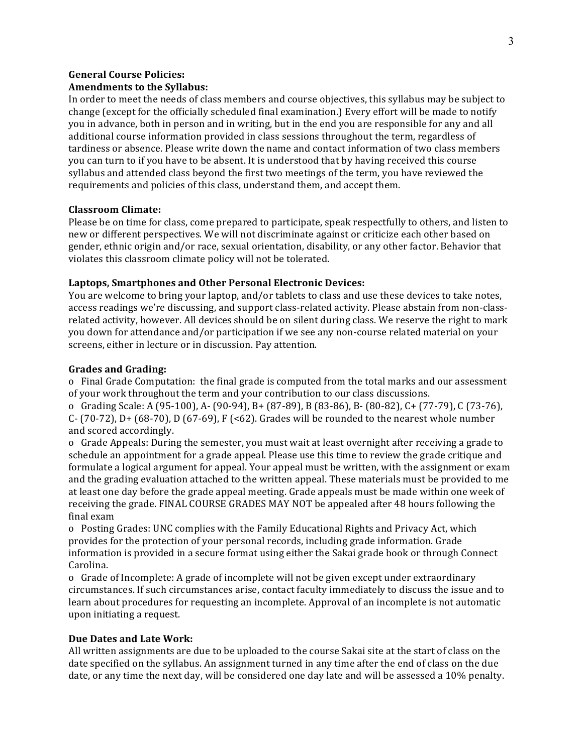**General Course Policies:**

**Amendments to the Syllabus:**

In order to meet the needs of class members and course objectives, this syllabus may be subject to change (except for the officially scheduled final examination.) Every effort will be made to notify you in advance, both in person and in writing, but in the end you are responsible for any and all additional course information provided in class sessions throughout the term, regardless of tardiness or absence. Please write down the name and contact information of two class members you can turn to if you have to be absent. It is understood that by having received this course syllabus and attended class beyond the first two meetings of the term, you have reviewed the requirements and policies of this class, understand them, and accept them.

**Classroom Climate:**

Please be on time for class, come prepared to participate, speak respectfully to others, and listen to new or different perspectives. We will not discriminate against or criticize each other based on gender, ethnic origin and/or race, sexual orientation, disability, or any other factor. Behavior that violates this classroom climate policy will not be tolerated.

**Laptops, Smartphones and Other Personal Electronic Devices:**

You are welcome to bring your laptop, and/or tablets to class and use these devices to take notes, access readings we're discussing, and support class-related activity. Please abstain from non-class-related activity, however. All devices should be on silent during class. We reserve the right to mark you down for attendance and/or participation if we see any non-course related material on your screens, either in lecture or in discussion. Pay attention.

**Grades and Grading:**

- Final Grade Computation: the final grade is computed from the total marks and our assessment of your work throughout the term and your contribution to our class discussions.
- Grading Scale: A (95-100), A- (90-94), B+ (87-89), B (83-86), B- (80-82), C+ (77-79), C (73-76), C- (70-72), D+ (68-70), D (67-69), F (<62). Grades will be rounded to the nearest whole number and scored accordingly.
- Grade Appeals: During the semester, you must wait at least overnight after receiving a grade to schedule an appointment for a grade appeal. Please use this time to review the grade critique and formulate a logical argument for appeal. Your appeal must be written, with the assignment or exam and the grading evaluation attached to the written appeal. These materials must be provided to me at least one day before the grade appeal meeting. Grade appeals must be made within one week of receiving the grade. FINAL COURSE GRADES MAY NOT be appealed after 48 hours following the final exam
- Posting Grades: UNC complies with the Family Educational Rights and Privacy Act, which provides for the protection of your personal records, including grade information. Grade information is provided in a secure format using either the Sakai grade book or through Connect Carolina.
- Grade of Incomplete: A grade of incomplete will not be given except under extraordinary circumstances. If such circumstances arise, contact faculty immediately to discuss the issue and to learn about procedures for requesting an incomplete. Approval of an incomplete is not automatic upon initiating a request.

**Due Dates and Late Work:**

All written assignments are due to be uploaded to the course Sakai site at the start of class on the date specified on the syllabus. An assignment turned in any time after the end of class on the due date, or any time the next day, will be considered one day late and will be assessed a 10% penalty.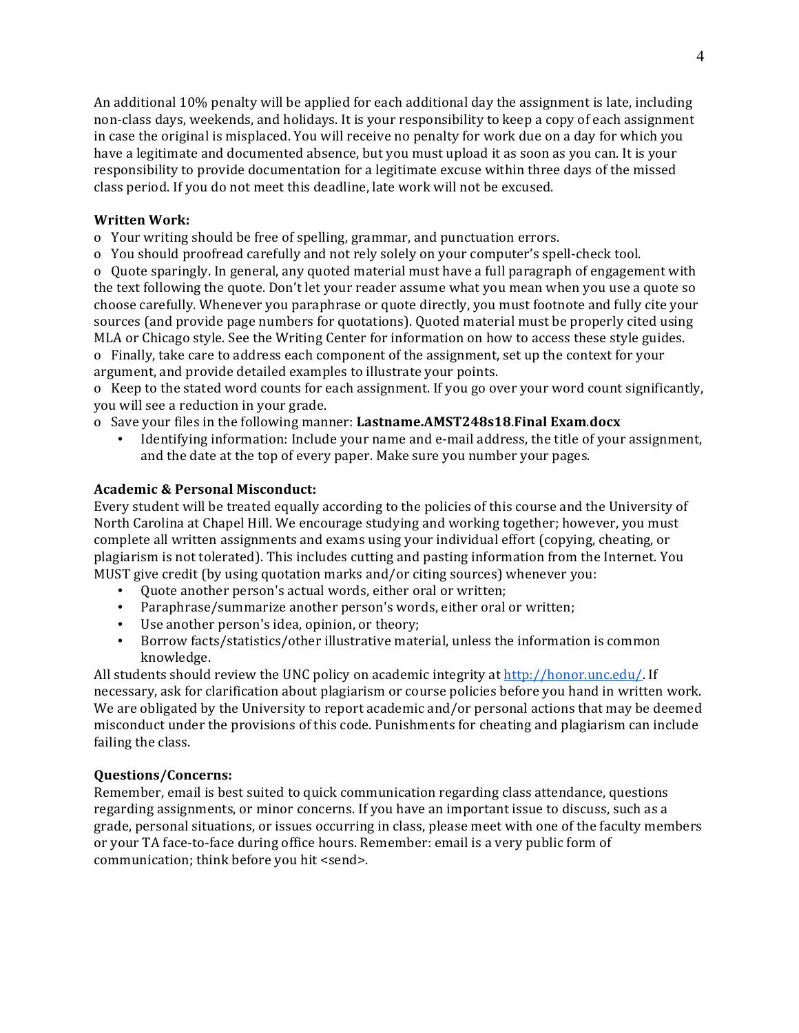An additional 10% penalty will be applied for each additional day the assignment is late, including non-class days, weekends, and holidays. It is your responsibility to keep a copy of each assignment in case the original is misplaced. You will receive no penalty for work due on a day for which you have a legitimate and documented absence, but you must upload it as soon as you can. It is your responsibility to provide documentation for a legitimate excuse within three days of the missed class period. If you do not meet this deadline, late work will not be excused.

**Written Work:**

- Your writing should be free of spelling, grammar, and punctuation errors.
- You should proofread carefully and not rely solely on your computer's spell-check tool.
- Quote sparingly. In general, any quoted material must have a full paragraph of engagement with the text following the quote. Don't let your reader assume what you mean when you use a quote so choose carefully. Whenever you paraphrase or quote directly, you must footnote and fully cite your sources (and provide page numbers for quotations). Quoted material must be properly cited using MLA or Chicago style. See the Writing Center for information on how to access these style guides.
- Finally, take care to address each component of the assignment, set up the context for your argument, and provide detailed examples to illustrate your points.
- Keep to the stated word counts for each assignment. If you go over your word count significantly, you will see a reduction in your grade.
- Save your files in the following manner: **Lastname.AMST248s18**.**Final Exam**.**docx**
  - Identifying information: Include your name and e-mail address, the title of your assignment, and the date at the top of every paper. Make sure you number your pages.

**Academic & Personal Misconduct:**

Every student will be treated equally according to the policies of this course and the University of North Carolina at Chapel Hill. We encourage studying and working together; however, you must complete all written assignments and exams using your individual effort (copying, cheating, or plagiarism is not tolerated). This includes cutting and pasting information from the Internet. You MUST give credit (by using quotation marks and/or citing sources) whenever you:

- Quote another person's actual words, either oral or written;
- Paraphrase/summarize another person's words, either oral or written;
- Use another person's idea, opinion, or theory;
- Borrow facts/statistics/other illustrative material, unless the information is common knowledge.

All students should review the UNC policy on academic integrity at http://honor.unc.edu/. If necessary, ask for clarification about plagiarism or course policies before you hand in written work. We are obligated by the University to report academic and/or personal actions that may be deemed misconduct under the provisions of this code. Punishments for cheating and plagiarism can include failing the class.

**Questions/Concerns:**

Remember, email is best suited to quick communication regarding class attendance, questions regarding assignments, or minor concerns. If you have an important issue to discuss, such as a grade, personal situations, or issues occurring in class, please meet with one of the faculty members or your TA face-to-face during office hours. Remember: email is a very public form of communication; think before you hit <send>.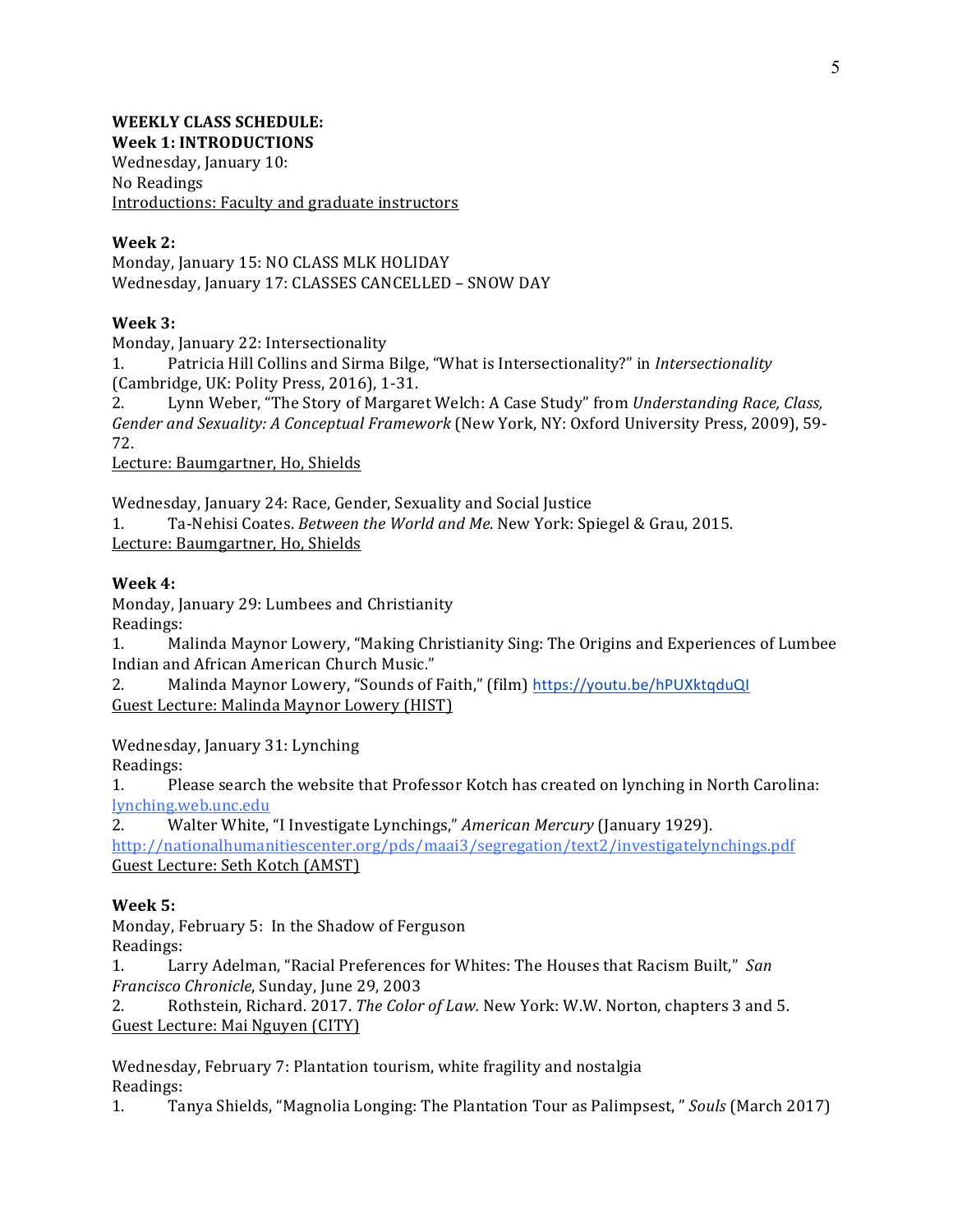**WEEKLY CLASS SCHEDULE:**

**Week 1: INTRODUCTIONS**

Wednesday, January 10:
No Readings
Introductions: Faculty and graduate instructors

**Week 2:**

Monday, January 15: NO CLASS MLK HOLIDAY
Wednesday, January 17: CLASSES CANCELLED – SNOW DAY

**Week 3:**

Monday, January 22: Intersectionality

1. Patricia Hill Collins and Sirma Bilge, "What is Intersectionality?" in *Intersectionality* (Cambridge, UK: Polity Press, 2016), 1-31.
2. Lynn Weber, "The Story of Margaret Welch: A Case Study" from *Understanding Race, Class, Gender and Sexuality: A Conceptual Framework* (New York, NY: Oxford University Press, 2009), 59-72.

Lecture: Baumgartner, Ho, Shields

Wednesday, January 24: Race, Gender, Sexuality and Social Justice

1. Ta-Nehisi Coates. *Between the World and Me*. New York: Spiegel & Grau, 2015.

Lecture: Baumgartner, Ho, Shields

**Week 4:**

Monday, January 29: Lumbees and Christianity
Readings:

1. Malinda Maynor Lowery, "Making Christianity Sing: The Origins and Experiences of Lumbee Indian and African American Church Music."
2. Malinda Maynor Lowery, "Sounds of Faith," (film) https://youtu.be/hPUXktqduQI

Guest Lecture: Malinda Maynor Lowery (HIST)

Wednesday, January 31: Lynching
Readings:

1. Please search the website that Professor Kotch has created on lynching in North Carolina: lynching.web.unc.edu
2. Walter White, "I Investigate Lynchings," *American Mercury* (January 1929). http://nationalhumanitiescenter.org/pds/maai3/segregation/text2/investigatelynchings.pdf

Guest Lecture: Seth Kotch (AMST)

**Week 5:**

Monday, February 5: In the Shadow of Ferguson
Readings:

1. Larry Adelman, "Racial Preferences for Whites: The Houses that Racism Built," *San Francisco Chronicle*, Sunday, June 29, 2003
2. Rothstein, Richard. 2017. *The Color of Law.* New York: W.W. Norton, chapters 3 and 5.

Guest Lecture: Mai Nguyen (CITY)

Wednesday, February 7: Plantation tourism, white fragility and nostalgia
Readings:

1. Tanya Shields, "Magnolia Longing: The Plantation Tour as Palimpsest, " *Souls* (March 2017)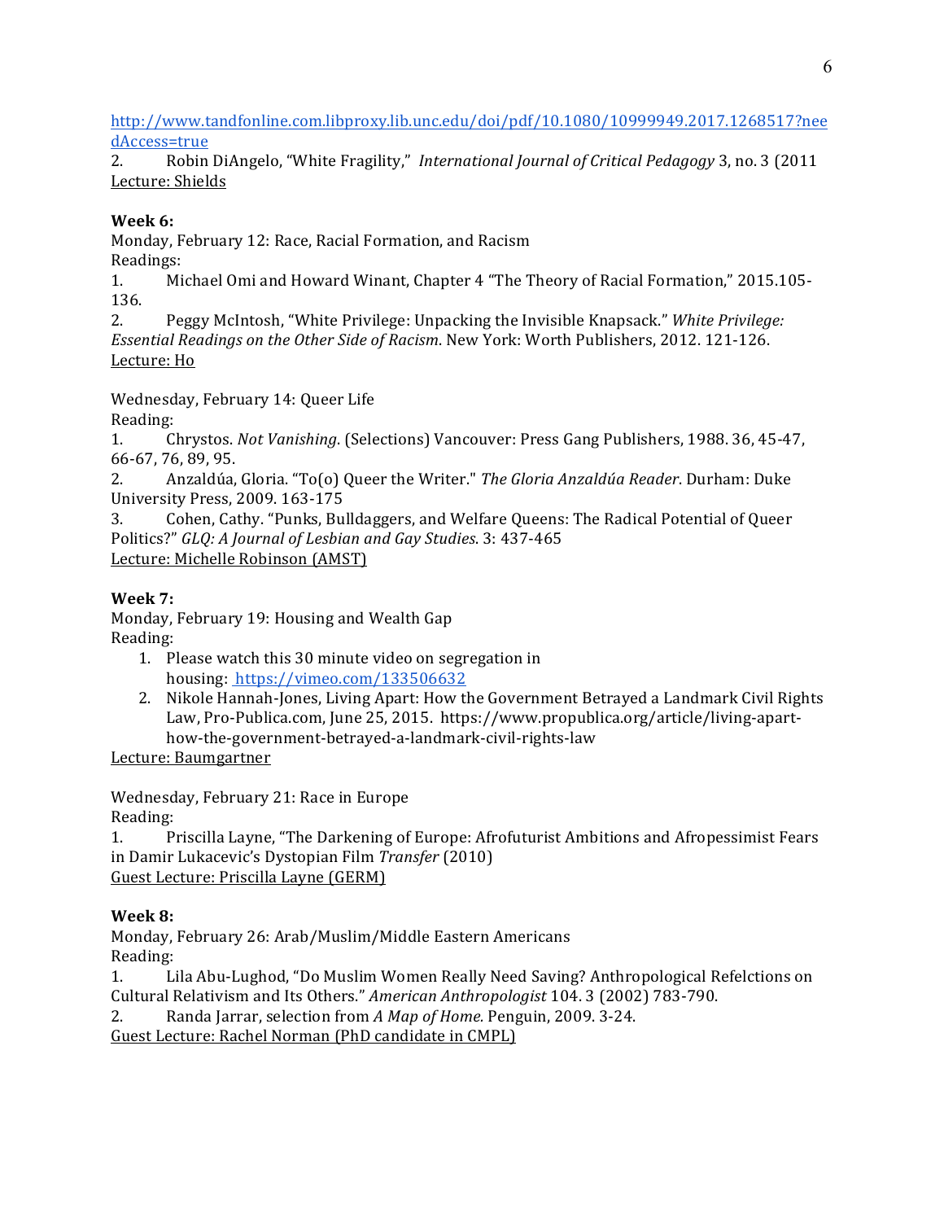http://www.tandfonline.com.libproxy.lib.unc.edu/doi/pdf/10.1080/10999949.2017.1268517?needAccess=true

2. Robin DiAngelo, "White Fragility," *International Journal of Critical Pedagogy* 3, no. 3 (2011

Lecture: Shields

**Week 6:**

Monday, February 12: Race, Racial Formation, and Racism

Readings:

1. Michael Omi and Howard Winant, Chapter 4 "The Theory of Racial Formation," 2015.105-136.
2. Peggy McIntosh, "White Privilege: Unpacking the Invisible Knapsack." *White Privilege: Essential Readings on the Other Side of Racism*. New York: Worth Publishers, 2012. 121-126.

Lecture: Ho

Wednesday, February 14: Queer Life

Reading:

1. Chrystos. *Not Vanishing*. (Selections) Vancouver: Press Gang Publishers, 1988. 36, 45-47, 66-67, 76, 89, 95.
2. Anzaldúa, Gloria. "To(o) Queer the Writer." *The Gloria Anzaldúa Reader*. Durham: Duke University Press, 2009. 163-175
3. Cohen, Cathy. "Punks, Bulldaggers, and Welfare Queens: The Radical Potential of Queer Politics?" *GLQ: A Journal of Lesbian and Gay Studies*. 3: 437-465

Lecture: Michelle Robinson (AMST)

**Week 7:**

Monday, February 19: Housing and Wealth Gap

Reading:

1. Please watch this 30 minute video on segregation in housing: https://vimeo.com/133506632
2. Nikole Hannah-Jones, Living Apart: How the Government Betrayed a Landmark Civil Rights Law, Pro-Publica.com, June 25, 2015. https://www.propublica.org/article/living-apart-how-the-government-betrayed-a-landmark-civil-rights-law

Lecture: Baumgartner

Wednesday, February 21: Race in Europe

Reading:

1. Priscilla Layne, "The Darkening of Europe: Afrofuturist Ambitions and Afropessimist Fears in Damir Lukacevic's Dystopian Film *Transfer* (2010)

Guest Lecture: Priscilla Layne (GERM)

**Week 8:**

Monday, February 26: Arab/Muslim/Middle Eastern Americans

Reading:

1. Lila Abu-Lughod, "Do Muslim Women Really Need Saving? Anthropological Refelctions on Cultural Relativism and Its Others." *American Anthropologist* 104. 3 (2002) 783-790.
2. Randa Jarrar, selection from *A Map of Home.* Penguin, 2009. 3-24.

Guest Lecture: Rachel Norman (PhD candidate in CMPL)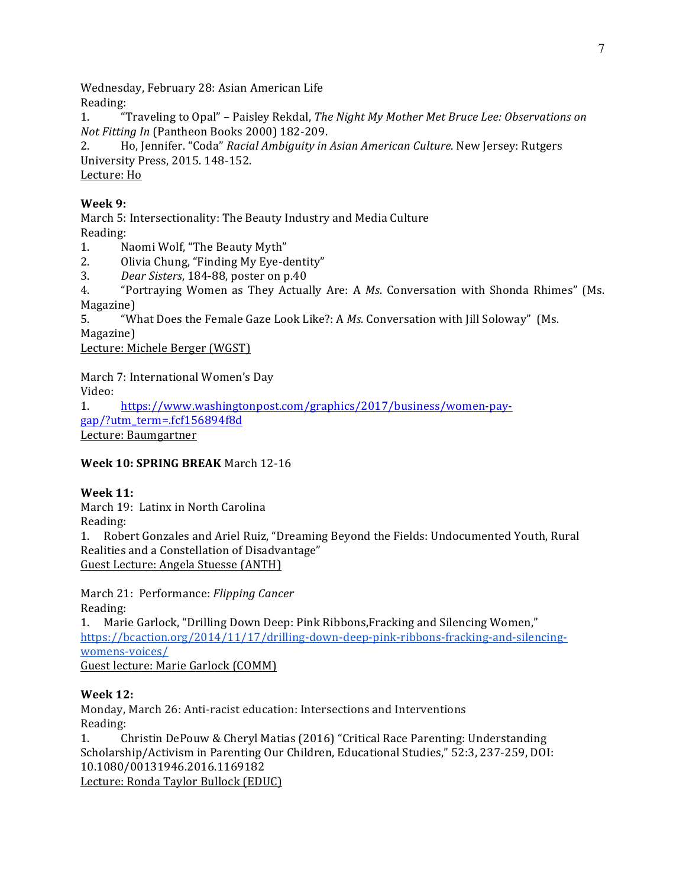Wednesday, February 28: Asian American Life

Reading:

1. "Traveling to Opal" – Paisley Rekdal, *The Night My Mother Met Bruce Lee: Observations on Not Fitting In* (Pantheon Books 2000) 182-209.
2. Ho, Jennifer. "Coda" *Racial Ambiguity in Asian American Culture*. New Jersey: Rutgers University Press, 2015. 148-152.

Lecture: Ho

**Week 9:**

March 5: Intersectionality: The Beauty Industry and Media Culture

Reading:

1. Naomi Wolf, "The Beauty Myth"
2. Olivia Chung, "Finding My Eye-dentity"
3. *Dear Sisters*, 184-88, poster on p.40
4. "Portraying Women as They Actually Are: A *Ms*. Conversation with Shonda Rhimes" (Ms. Magazine)
5. "What Does the Female Gaze Look Like?: A *Ms*. Conversation with Jill Soloway" (Ms. Magazine)

Lecture: Michele Berger (WGST)

March 7: International Women's Day

Video:

1. https://www.washingtonpost.com/graphics/2017/business/women-pay-gap/?utm_term=.fcf156894f8d

Lecture: Baumgartner

**Week 10: SPRING BREAK** March 12-16

**Week 11:**

March 19: Latinx in North Carolina

Reading:

1. Robert Gonzales and Ariel Ruiz, "Dreaming Beyond the Fields: Undocumented Youth, Rural Realities and a Constellation of Disadvantage"

Guest Lecture: Angela Stuesse (ANTH)

March 21: Performance: *Flipping Cancer*

Reading:

1. Marie Garlock, "Drilling Down Deep: Pink Ribbons,Fracking and Silencing Women," https://bcaction.org/2014/11/17/drilling-down-deep-pink-ribbons-fracking-and-silencing-womens-voices/

Guest lecture: Marie Garlock (COMM)

**Week 12:**

Monday, March 26: Anti-racist education: Intersections and Interventions

Reading:

1. Christin DePouw & Cheryl Matias (2016) "Critical Race Parenting: Understanding Scholarship/Activism in Parenting Our Children, Educational Studies," 52:3, 237-259, DOI: 10.1080/00131946.2016.1169182

Lecture: Ronda Taylor Bullock (EDUC)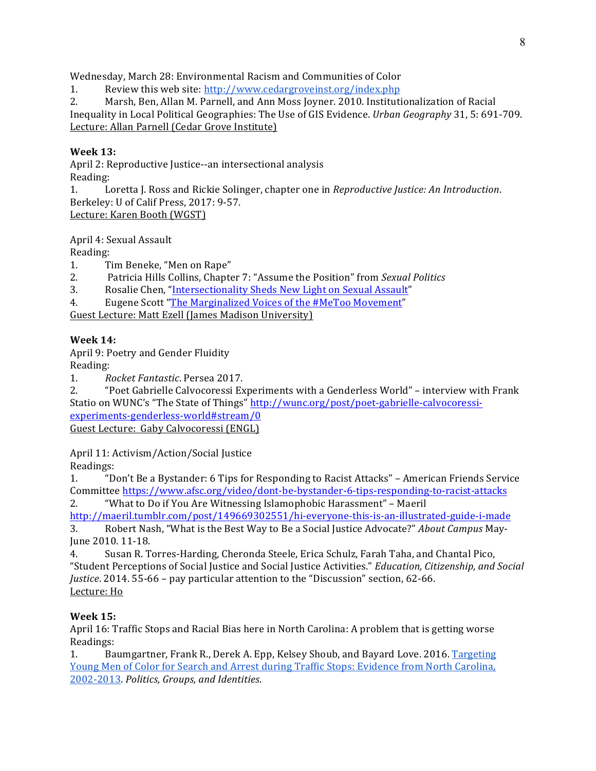Wednesday, March 28: Environmental Racism and Communities of Color

1. Review this web site: [http://www.cedargroveinst.org/index.php](http://www.cedargroveinst.org/index.php)
2. Marsh, Ben, Allan M. Parnell, and Ann Moss Joyner. 2010. Institutionalization of Racial Inequality in Local Political Geographies: The Use of GIS Evidence. *Urban Geography* 31, 5: 691-709.

Lecture: Allan Parnell (Cedar Grove Institute)

**Week 13:**

April 2: Reproductive Justice--an intersectional analysis

Reading:

1. Loretta J. Ross and Rickie Solinger, chapter one in *Reproductive Justice: An Introduction*. Berkeley: U of Calif Press, 2017: 9-57.

Lecture: Karen Booth (WGST)

April 4: Sexual Assault

Reading:

1. Tim Beneke, "Men on Rape"
2. Patricia Hills Collins, Chapter 7: "Assume the Position" from *Sexual Politics*
3. Rosalie Chen, "[Intersectionality Sheds New Light on Sexual Assault]"
4. Eugene Scott "[The Marginalized Voices of the #MeToo Movement]"

Guest Lecture: Matt Ezell (James Madison University)

**Week 14:**

April 9: Poetry and Gender Fluidity

Reading:

1. *Rocket Fantastic*. Persea 2017.
2. "Poet Gabrielle Calvocoressi Experiments with a Genderless World" – interview with Frank Statio on WUNC's "The State of Things" [http://wunc.org/post/poet-gabrielle-calvocoressi-experiments-genderless-world#stream/0](http://wunc.org/post/poet-gabrielle-calvocoressi-experiments-genderless-world#stream/0)

Guest Lecture: Gaby Calvocoressi (ENGL)

April 11: Activism/Action/Social Justice

Readings:

1. "Don't Be a Bystander: 6 Tips for Responding to Racist Attacks" – American Friends Service Committee [https://www.afsc.org/video/dont-be-bystander-6-tips-responding-to-racist-attacks](https://www.afsc.org/video/dont-be-bystander-6-tips-responding-to-racist-attacks)
2. "What to Do if You Are Witnessing Islamophobic Harassment" – Maeril [http://maeril.tumblr.com/post/149669302551/hi-everyone-this-is-an-illustrated-guide-i-made](http://maeril.tumblr.com/post/149669302551/hi-everyone-this-is-an-illustrated-guide-i-made)
3. Robert Nash, "What is the Best Way to Be a Social Justice Advocate?" *About Campus* May-June 2010. 11-18.
4. Susan R. Torres-Harding, Cheronda Steele, Erica Schulz, Farah Taha, and Chantal Pico, "Student Perceptions of Social Justice and Social Justice Activities." *Education, Citizenship, and Social Justice*. 2014. 55-66 – pay particular attention to the "Discussion" section, 62-66.

Lecture: Ho

**Week 15:**

April 16: Traffic Stops and Racial Bias here in North Carolina: A problem that is getting worse

Readings:

1. Baumgartner, Frank R., Derek A. Epp, Kelsey Shoub, and Bayard Love. 2016. [Targeting Young Men of Color for Search and Arrest during Traffic Stops: Evidence from North Carolina, 2002-2013]. *Politics, Groups, and Identities*.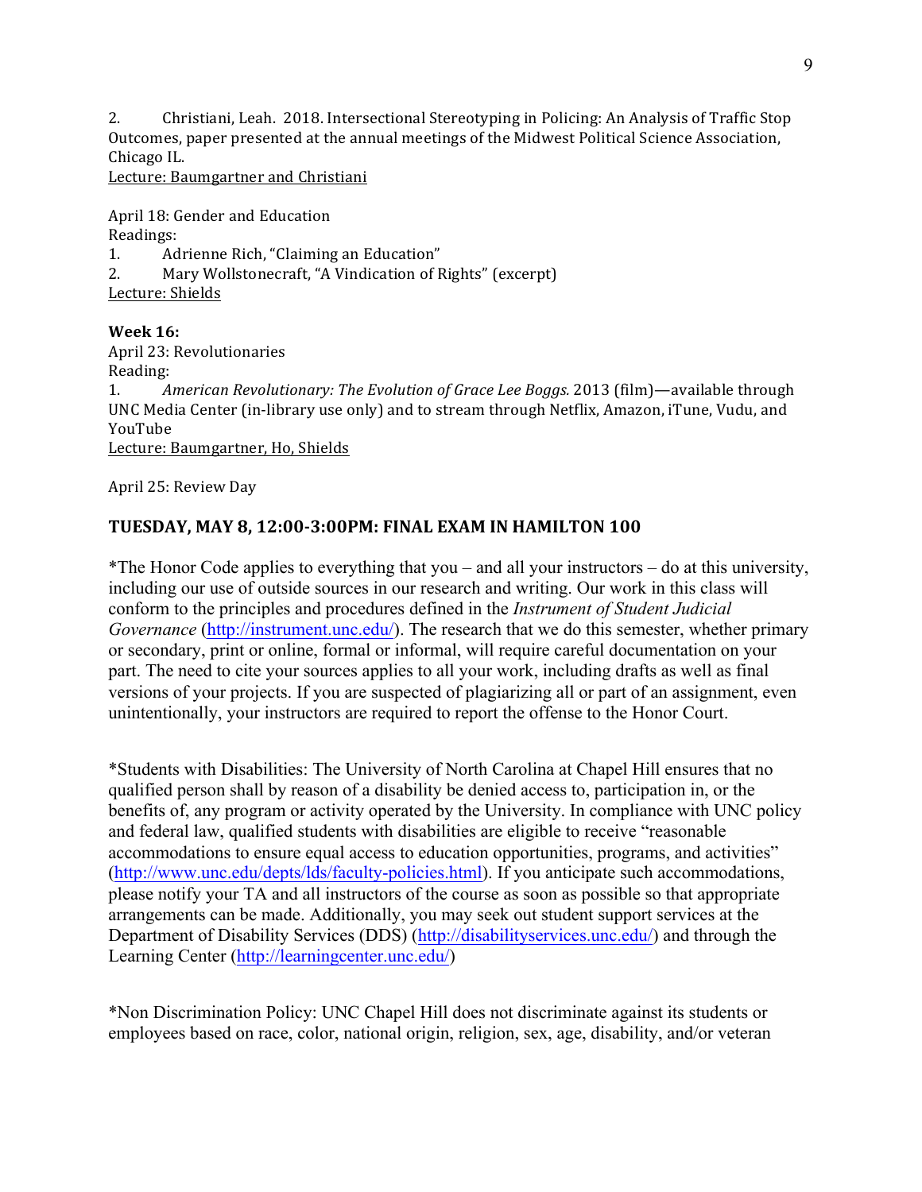2. Christiani, Leah. 2018. Intersectional Stereotyping in Policing: An Analysis of Traffic Stop Outcomes, paper presented at the annual meetings of the Midwest Political Science Association, Chicago IL.
Lecture: Baumgartner and Christiani

April 18: Gender and Education
Readings:
1. Adrienne Rich, "Claiming an Education"
2. Mary Wollstonecraft, "A Vindication of Rights" (excerpt)
Lecture: Shields

**Week 16:**
April 23: Revolutionaries
Reading:
1. *American Revolutionary: The Evolution of Grace Lee Boggs.* 2013 (film)—available through UNC Media Center (in-library use only) and to stream through Netflix, Amazon, iTune, Vudu, and YouTube
Lecture: Baumgartner, Ho, Shields

April 25: Review Day

**TUESDAY, MAY 8, 12:00-3:00PM: FINAL EXAM IN HAMILTON 100**

*The Honor Code applies to everything that you – and all your instructors – do at this university, including our use of outside sources in our research and writing. Our work in this class will conform to the principles and procedures defined in the *Instrument of Student Judicial Governance* (http://instrument.unc.edu/). The research that we do this semester, whether primary or secondary, print or online, formal or informal, will require careful documentation on your part. The need to cite your sources applies to all your work, including drafts as well as final versions of your projects. If you are suspected of plagiarizing all or part of an assignment, even unintentionally, your instructors are required to report the offense to the Honor Court.

*Students with Disabilities: The University of North Carolina at Chapel Hill ensures that no qualified person shall by reason of a disability be denied access to, participation in, or the benefits of, any program or activity operated by the University. In compliance with UNC policy and federal law, qualified students with disabilities are eligible to receive "reasonable accommodations to ensure equal access to education opportunities, programs, and activities" (http://www.unc.edu/depts/lds/faculty-policies.html). If you anticipate such accommodations, please notify your TA and all instructors of the course as soon as possible so that appropriate arrangements can be made. Additionally, you may seek out student support services at the Department of Disability Services (DDS) (http://disabilityservices.unc.edu/) and through the Learning Center (http://learningcenter.unc.edu/)

*Non Discrimination Policy: UNC Chapel Hill does not discriminate against its students or employees based on race, color, national origin, religion, sex, age, disability, and/or veteran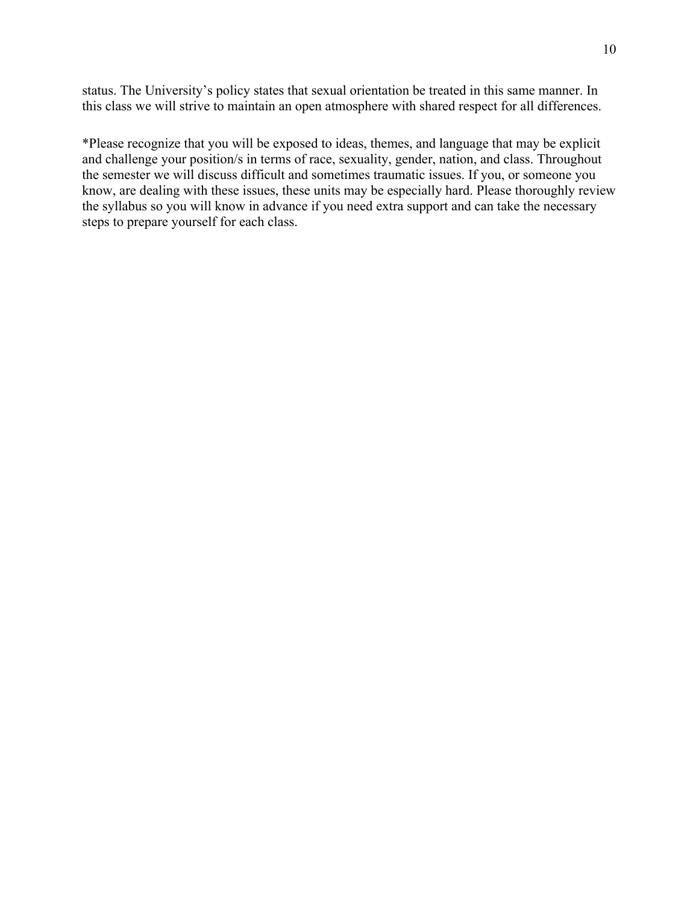status. The University's policy states that sexual orientation be treated in this same manner. In this class we will strive to maintain an open atmosphere with shared respect for all differences.

*Please recognize that you will be exposed to ideas, themes, and language that may be explicit and challenge your position/s in terms of race, sexuality, gender, nation, and class. Throughout the semester we will discuss difficult and sometimes traumatic issues. If you, or someone you know, are dealing with these issues, these units may be especially hard. Please thoroughly review the syllabus so you will know in advance if you need extra support and can take the necessary steps to prepare yourself for each class.